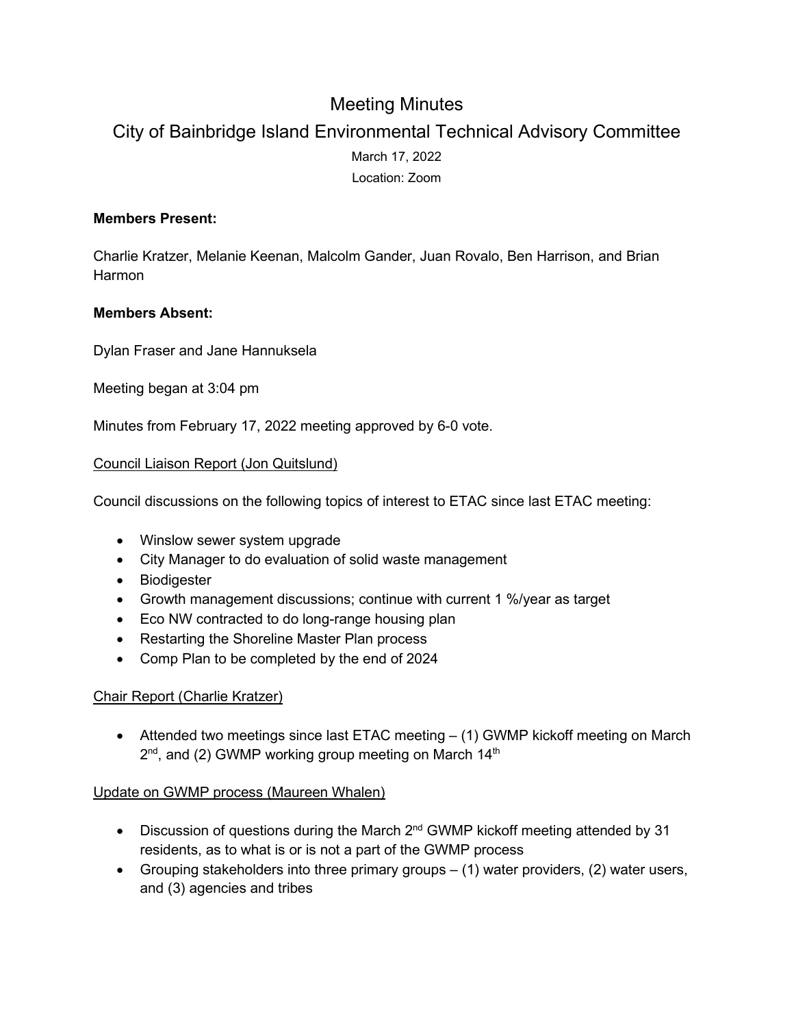# Meeting Minutes

## City of Bainbridge Island Environmental Technical Advisory Committee

March 17, 2022

Location: Zoom

**Members Present:**

Charlie Kratzer, Melanie Keenan, Malcolm Gander, Juan Rovalo, Ben Harrison, and Brian Harmon

**Members Absent:**

Dylan Fraser and Jane Hannuksela

Meeting began at 3:04 pm

Minutes from February 17, 2022 meeting approved by 6-0 vote.

Council Liaison Report (Jon Quitslund)

Council discussions on the following topics of interest to ETAC since last ETAC meeting:

- Winslow sewer system upgrade
- City Manager to do evaluation of solid waste management
- Biodigester
- Growth management discussions; continue with current 1 %/year as target
- Eco NW contracted to do long-range housing plan
- Restarting the Shoreline Master Plan process
- Comp Plan to be completed by the end of 2024

Chair Report (Charlie Kratzer)

- Attended two meetings since last ETAC meeting – (1) GWMP kickoff meeting on March 2nd, and (2) GWMP working group meeting on March 14th

Update on GWMP process (Maureen Whalen)

- Discussion of questions during the March 2nd GWMP kickoff meeting attended by 31 residents, as to what is or is not a part of the GWMP process
- Grouping stakeholders into three primary groups – (1) water providers, (2) water users, and (3) agencies and tribes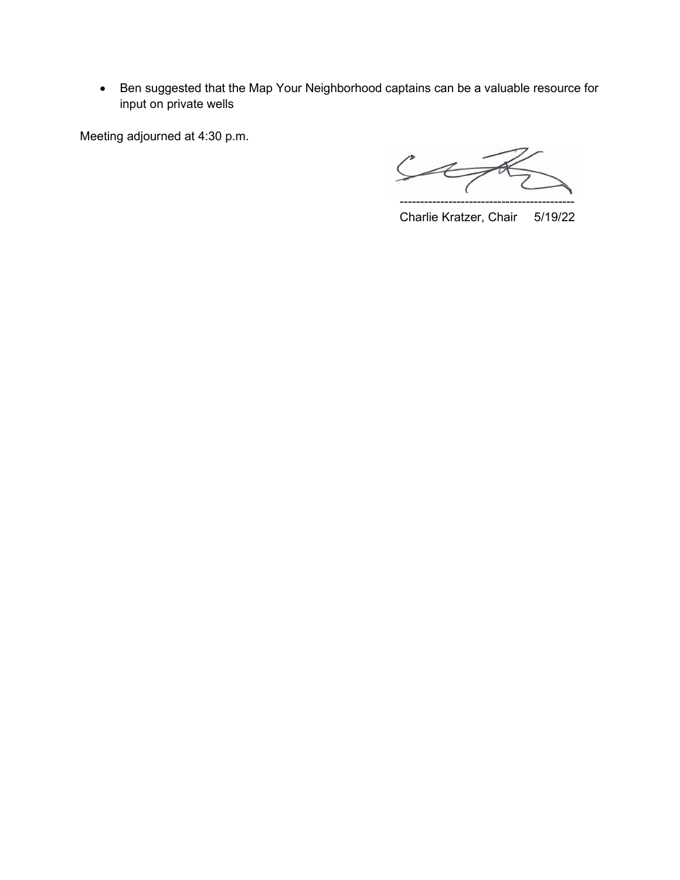- Ben suggested that the Map Your Neighborhood captains can be a valuable resource for input on private wells

Meeting adjourned at 4:30 p.m.

-------------------------------------------

Charlie Kratzer, Chair 5/19/22